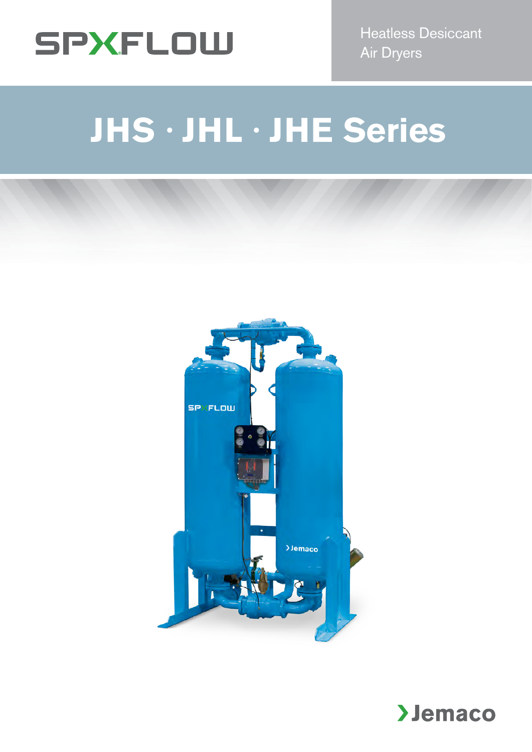SPXFLOW

Heatless Desiccant Air Dryers

# JHS · JHL · JHE Series

Jemaco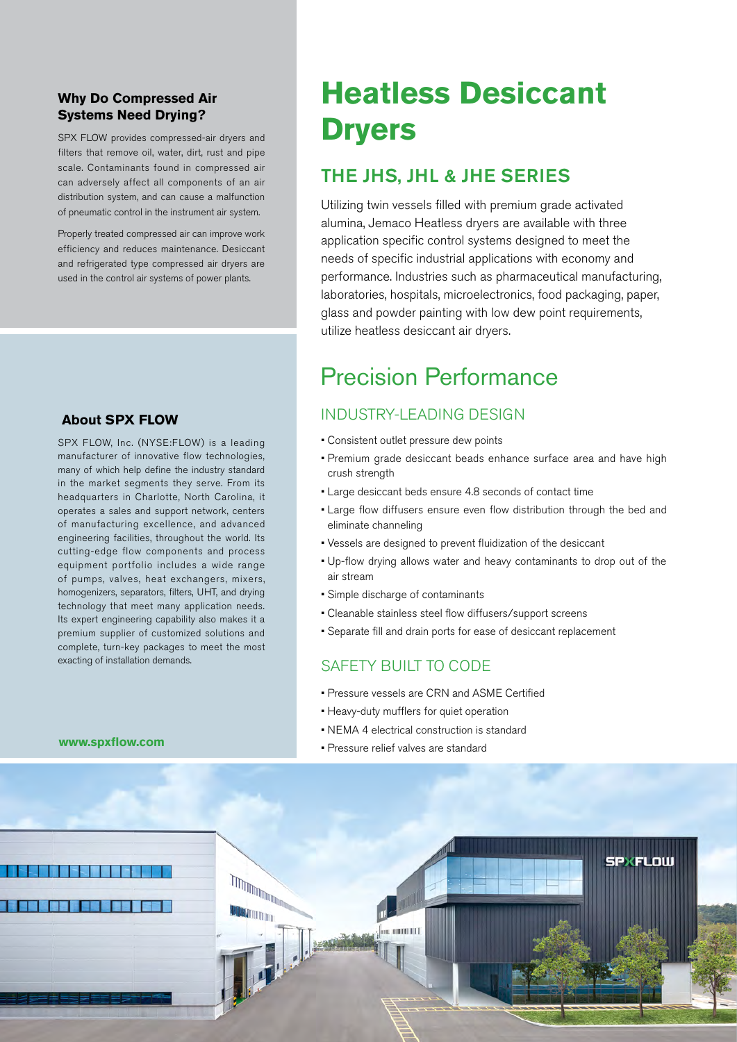# Heatless Desiccant Dryers

## THE JHS, JHL & JHE SERIES

Utilizing twin vessels filled with premium grade activated alumina, Jemaco Heatless dryers are available with three application specific control systems designed to meet the needs of specific industrial applications with economy and performance. Industries such as pharmaceutical manufacturing, laboratories, hospitals, microelectronics, food packaging, paper, glass and powder painting with low dew point requirements, utilize heatless desiccant air dryers.

## Precision Performance

### INDUSTRY-LEADING DESIGN

- Consistent outlet pressure dew points
- Premium grade desiccant beads enhance surface area and have high crush strength
- Large desiccant beds ensure 4.8 seconds of contact time
- Large flow diffusers ensure even flow distribution through the bed and eliminate channeling
- Vessels are designed to prevent fluidization of the desiccant
- Up-flow drying allows water and heavy contaminants to drop out of the air stream
- Simple discharge of contaminants
- Cleanable stainless steel flow diffusers/support screens
- Separate fill and drain ports for ease of desiccant replacement

### SAFETY BUILT TO CODE

- Pressure vessels are CRN and ASME Certified
- Heavy-duty mufflers for quiet operation
- NEMA 4 electrical construction is standard
- Pressure relief valves are standard

### Why Do Compressed Air Systems Need Drying?

SPX FLOW provides compressed-air dryers and filters that remove oil, water, dirt, rust and pipe scale. Contaminants found in compressed air can adversely affect all components of an air distribution system, and can cause a malfunction of pneumatic control in the instrument air system.

Properly treated compressed air can improve work efficiency and reduces maintenance. Desiccant and refrigerated type compressed air dryers are used in the control air systems of power plants.

### About SPX FLOW

SPX FLOW, Inc. (NYSE:FLOW) is a leading manufacturer of innovative flow technologies, many of which help define the industry standard in the market segments they serve. From its headquarters in Charlotte, North Carolina, it operates a sales and support network, centers of manufacturing excellence, and advanced engineering facilities, throughout the world. Its cutting-edge flow components and process equipment portfolio includes a wide range of pumps, valves, heat exchangers, mixers, homogenizers, separators, filters, UHT, and drying technology that meet many application needs. Its expert engineering capability also makes it a premium supplier of customized solutions and complete, turn-key packages to meet the most exacting of installation demands.

**www.spxflow.com**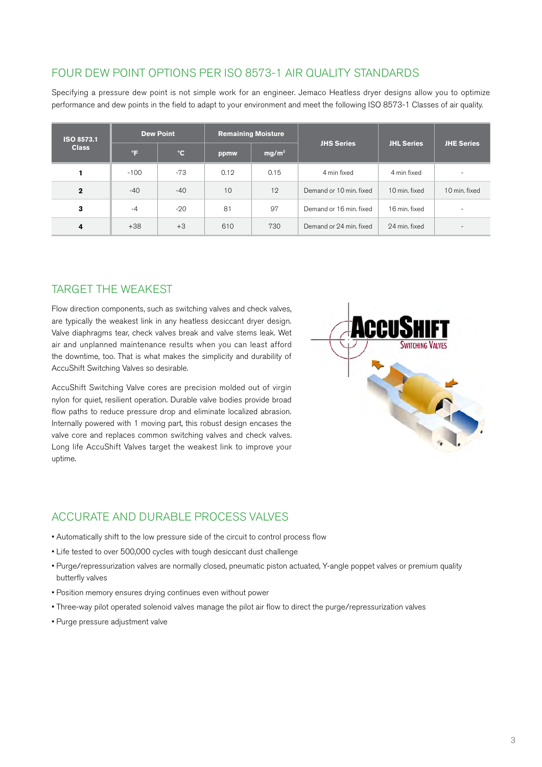## FOUR DEW POINT OPTIONS PER ISO 8573-1 AIR QUALITY STANDARDS

Specifying a pressure dew point is not simple work for an engineer. Jemaco Heatless dryer designs allow you to optimize performance and dew points in the field to adapt to your environment and meet the following ISO 8573-1 Classes of air quality.

| ISO 8573.1 Class | Dew Point | | Remaining Moisture | | JHS Series | JHL Series | JHE Series |
|---|---|---|---|---|---|---|---|
| | °F | °C | ppmw | mg/m³ | | | |
| **1** | -100 | -73 | 0.12 | 0.15 | 4 min fixed | 4 min fixed | - |
| **2** | -40 | -40 | 10 | 12 | Demand or 10 min. fixed | 10 min. fixed | 10 min. fixed |
| **3** | -4 | -20 | 81 | 97 | Demand or 16 min. fixed | 16 min. fixed | - |
| **4** | +38 | +3 | 610 | 730 | Demand or 24 min. fixed | 24 min. fixed | - |

## TARGET THE WEAKEST

Flow direction components, such as switching valves and check valves, are typically the weakest link in any heatless desiccant dryer design. Valve diaphragms tear, check valves break and valve stems leak. Wet air and unplanned maintenance results when you can least afford the downtime, too. That is what makes the simplicity and durability of AccuShift Switching Valves so desirable.

AccuShift Switching Valve cores are precision molded out of virgin nylon for quiet, resilient operation. Durable valve bodies provide broad flow paths to reduce pressure drop and eliminate localized abrasion. Internally powered with 1 moving part, this robust design encases the valve core and replaces common switching valves and check valves. Long life AccuShift Valves target the weakest link to improve your uptime.

AccuShift Switching Valves

## ACCURATE AND DURABLE PROCESS VALVES

- Automatically shift to the low pressure side of the circuit to control process flow
- Life tested to over 500,000 cycles with tough desiccant dust challenge
- Purge/repressurization valves are normally closed, pneumatic piston actuated, Y-angle poppet valves or premium quality butterfly valves
- Position memory ensures drying continues even without power
- Three-way pilot operated solenoid valves manage the pilot air flow to direct the purge/repressurization valves
- Purge pressure adjustment valve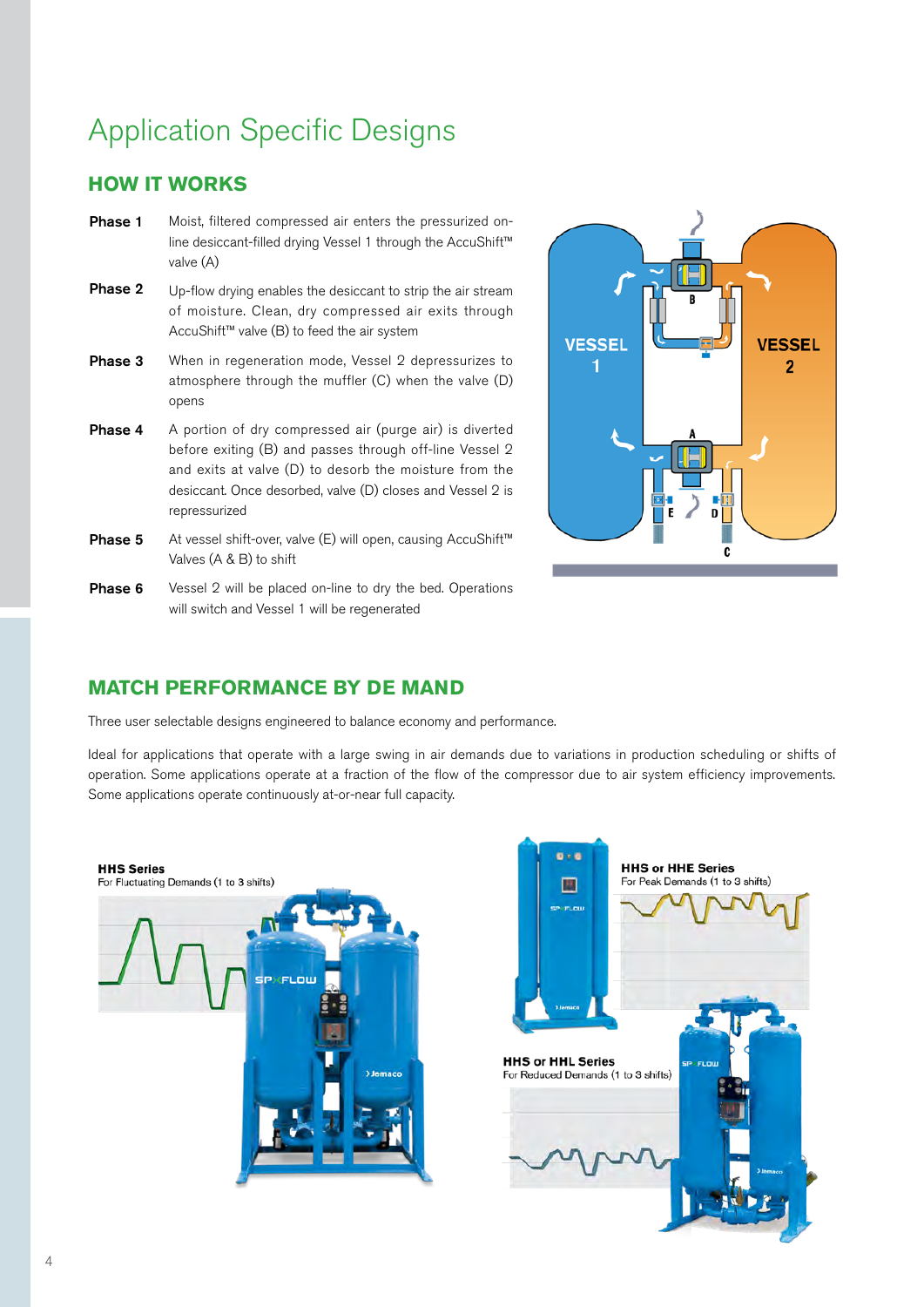# Application Specific Designs

## HOW IT WORKS

**Phase 1** Moist, filtered compressed air enters the pressurized on-line desiccant-filled drying Vessel 1 through the AccuShift™ valve (A)

**Phase 2** Up-flow drying enables the desiccant to strip the air stream of moisture. Clean, dry compressed air exits through AccuShift™ valve (B) to feed the air system

**Phase 3** When in regeneration mode, Vessel 2 depressurizes to atmosphere through the muffler (C) when the valve (D) opens

**Phase 4** A portion of dry compressed air (purge air) is diverted before exiting (B) and passes through off-line Vessel 2 and exits at valve (D) to desorb the moisture from the desiccant. Once desorbed, valve (D) closes and Vessel 2 is repressurized

**Phase 5** At vessel shift-over, valve (E) will open, causing AccuShift™ Valves (A & B) to shift

**Phase 6** Vessel 2 will be placed on-line to dry the bed. Operations will switch and Vessel 1 will be regenerated

## MATCH PERFORMANCE BY DE MAND

Three user selectable designs engineered to balance economy and performance.

Ideal for applications that operate with a large swing in air demands due to variations in production scheduling or shifts of operation. Some applications operate at a fraction of the flow of the compressor due to air system efficiency improvements. Some applications operate continuously at-or-near full capacity.

**HHS Series**
For Fluctuating Demands (1 to 3 shifts)

**HHS or HHE Series**
For Peak Demands (1 to 3 shifts)

**HHS or HHL Series**
For Reduced Demands (1 to 3 shifts)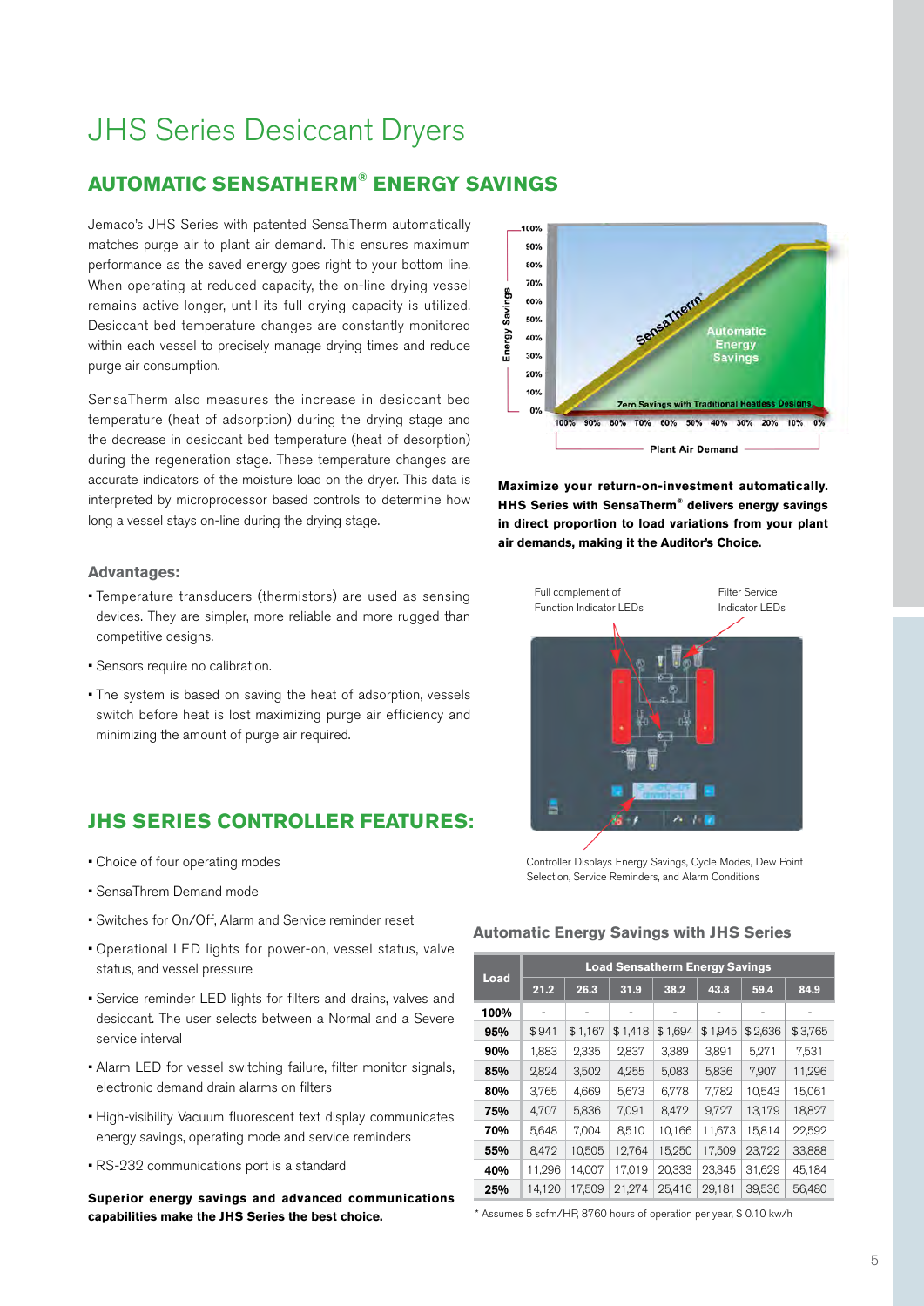# JHS Series Desiccant Dryers

## AUTOMATIC SENSATHERM® ENERGY SAVINGS

Jemaco's JHS Series with patented SensaTherm automatically matches purge air to plant air demand. This ensures maximum performance as the saved energy goes right to your bottom line. When operating at reduced capacity, the on-line drying vessel remains active longer, until its full drying capacity is utilized. Desiccant bed temperature changes are constantly monitored within each vessel to precisely manage drying times and reduce purge air consumption.

SensaTherm also measures the increase in desiccant bed temperature (heat of adsorption) during the drying stage and the decrease in desiccant bed temperature (heat of desorption) during the regeneration stage. These temperature changes are accurate indicators of the moisture load on the dryer. This data is interpreted by microprocessor based controls to determine how long a vessel stays on-line during the drying stage.

**Maximize your return-on-investment automatically. HHS Series with SensaTherm® delivers energy savings in direct proportion to load variations from your plant air demands, making it the Auditor's Choice.**

### Advantages:

- Temperature transducers (thermistors) are used as sensing devices. They are simpler, more reliable and more rugged than competitive designs.
- Sensors require no calibration.
- The system is based on saving the heat of adsorption, vessels switch before heat is lost maximizing purge air efficiency and minimizing the amount of purge air required.

Full complement of Function Indicator LEDs

Filter Service Indicator LEDs

Controller Displays Energy Savings, Cycle Modes, Dew Point Selection, Service Reminders, and Alarm Conditions

## JHS SERIES CONTROLLER FEATURES:

- Choice of four operating modes
- SensaThrem Demand mode
- Switches for On/Off, Alarm and Service reminder reset
- Operational LED lights for power-on, vessel status, valve status, and vessel pressure
- Service reminder LED lights for filters and drains, valves and desiccant. The user selects between a Normal and a Severe service interval
- Alarm LED for vessel switching failure, filter monitor signals, electronic demand drain alarms on filters
- High-visibility Vacuum fluorescent text display communicates energy savings, operating mode and service reminders
- RS-232 communications port is a standard

**Superior energy savings and advanced communications capabilities make the JHS Series the best choice.**

### Automatic Energy Savings with JHS Series

| Load | Load Sensatherm Energy Savings | | | | | | |
|---|---|---|---|---|---|---|---|
| | 21.2 | 26.3 | 31.9 | 38.2 | 43.8 | 59.4 | 84.9 |
| **100%** | - | - | - | - | - | - | - |
| **95%** | $941 | $1,167 | $1,418 | $1,694 | $1,945 | $2,636 | $3,765 |
| **90%** | 1,883 | 2,335 | 2,837 | 3,389 | 3,891 | 5,271 | 7,531 |
| **85%** | 2,824 | 3,502 | 4,255 | 5,083 | 5,836 | 7,907 | 11,296 |
| **80%** | 3,765 | 4,669 | 5,673 | 6,778 | 7,782 | 10,543 | 15,061 |
| **75%** | 4,707 | 5,836 | 7,091 | 8,472 | 9,727 | 13,179 | 18,827 |
| **70%** | 5,648 | 7,004 | 8,510 | 10,166 | 11,673 | 15,814 | 22,592 |
| **55%** | 8,472 | 10,505 | 12,764 | 15,250 | 17,509 | 23,722 | 33,888 |
| **40%** | 11,296 | 14,007 | 17,019 | 20,333 | 23,345 | 31,629 | 45,184 |
| **25%** | 14,120 | 17,509 | 21,274 | 25,416 | 29,181 | 39,536 | 56,480 |

\* Assumes 5 scfm/HP, 8760 hours of operation per year, $ 0.10 kw/h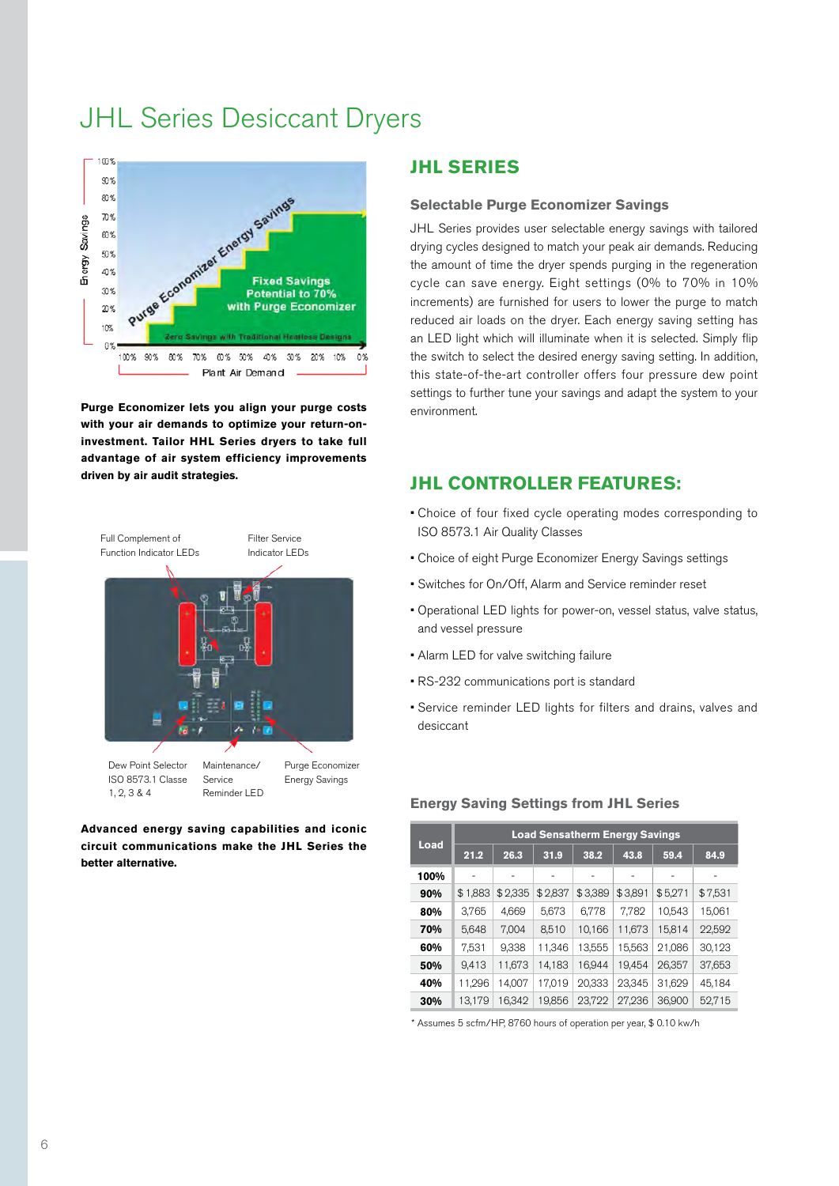# JHL Series Desiccant Dryers

**Purge Economizer lets you align your purge costs with your air demands to optimize your return-on-investment. Tailor HHL Series dryers to take full advantage of air system efficiency improvements driven by air audit strategies.**

**Advanced energy saving capabilities and iconic circuit communications make the JHL Series the better alternative.**

## JHL SERIES

### Selectable Purge Economizer Savings

JHL Series provides user selectable energy savings with tailored drying cycles designed to match your peak air demands. Reducing the amount of time the dryer spends purging in the regeneration cycle can save energy. Eight settings (0% to 70% in 10% increments) are furnished for users to lower the purge to match reduced air loads on the dryer. Each energy saving setting has an LED light which will illuminate when it is selected. Simply flip the switch to select the desired energy saving setting. In addition, this state-of-the-art controller offers four pressure dew point settings to further tune your savings and adapt the system to your environment.

## JHL CONTROLLER FEATURES:

- Choice of four fixed cycle operating modes corresponding to ISO 8573.1 Air Quality Classes
- Choice of eight Purge Economizer Energy Savings settings
- Switches for On/Off, Alarm and Service reminder reset
- Operational LED lights for power-on, vessel status, valve status, and vessel pressure
- Alarm LED for valve switching failure
- RS-232 communications port is standard
- Service reminder LED lights for filters and drains, valves and desiccant

### Energy Saving Settings from JHL Series

| Load | Load Sensatherm Energy Savings | | | | | | |
|---|---|---|---|---|---|---|---|
| | 21.2 | 26.3 | 31.9 | 38.2 | 43.8 | 59.4 | 84.9 |
| 100% | - | - | - | - | - | - | - |
| 90% | $ 1,883 | $ 2,335 | $ 2,837 | $ 3,389 | $ 3,891 | $ 5,271 | $ 7,531 |
| 80% | 3,765 | 4,669 | 5,673 | 6,778 | 7,782 | 10,543 | 15,061 |
| 70% | 5,648 | 7,004 | 8,510 | 10,166 | 11,673 | 15,814 | 22,592 |
| 60% | 7,531 | 9,338 | 11,346 | 13,555 | 15,563 | 21,086 | 30,123 |
| 50% | 9,413 | 11,673 | 14,183 | 16,944 | 19,454 | 26,357 | 37,653 |
| 40% | 11,296 | 14,007 | 17,019 | 20,333 | 23,345 | 31,629 | 45,184 |
| 30% | 13,179 | 16,342 | 19,856 | 23,722 | 27,236 | 36,900 | 52,715 |

* Assumes 5 scfm/HP, 8760 hours of operation per year, $ 0.10 kw/h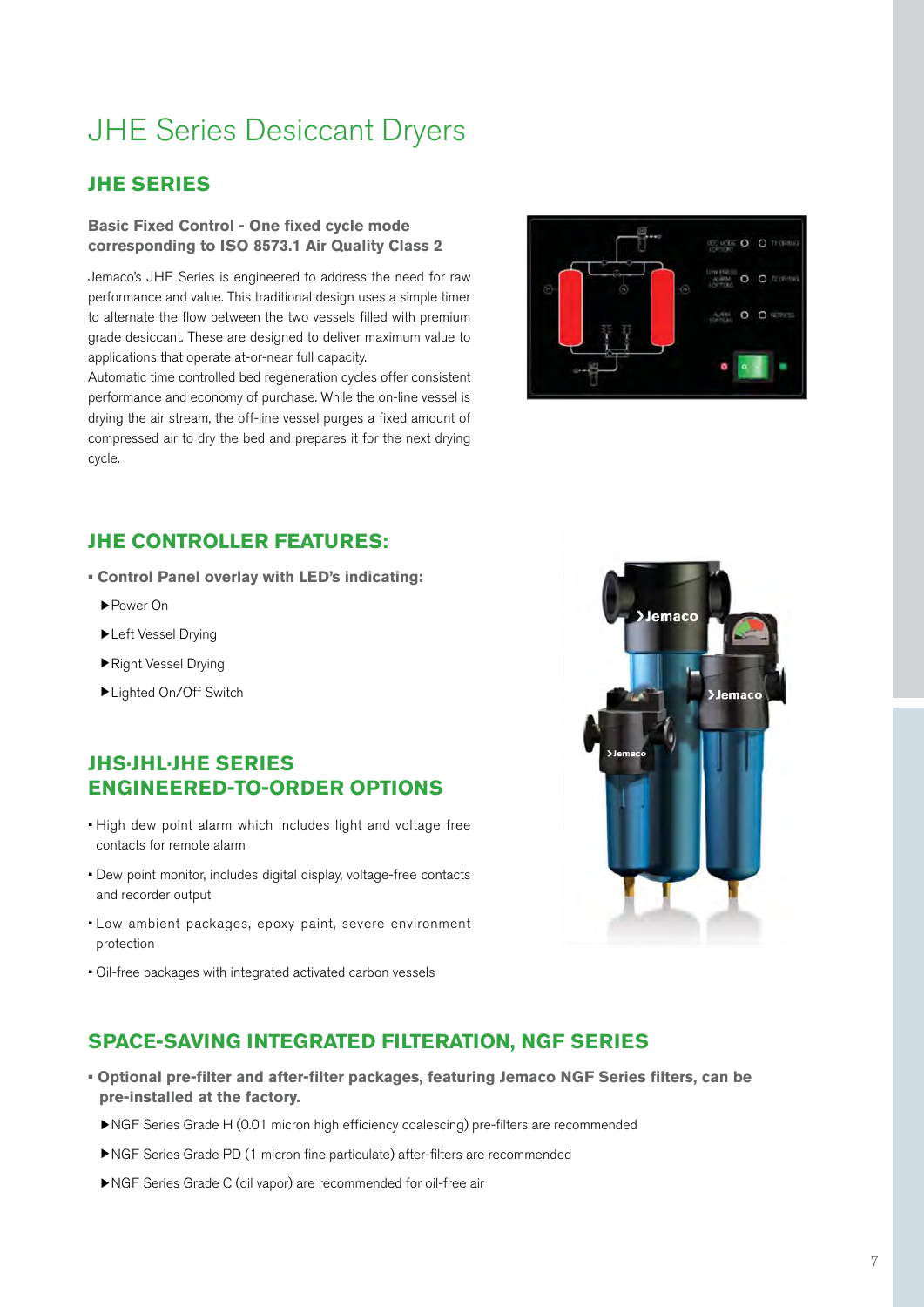# JHE Series Desiccant Dryers

## JHE SERIES

**Basic Fixed Control - One fixed cycle mode corresponding to ISO 8573.1 Air Quality Class 2**

Jemaco's JHE Series is engineered to address the need for raw performance and value. This traditional design uses a simple timer to alternate the flow between the two vessels filled with premium grade desiccant. These are designed to deliver maximum value to applications that operate at-or-near full capacity.

Automatic time controlled bed regeneration cycles offer consistent performance and economy of purchase. While the on-line vessel is drying the air stream, the off-line vessel purges a fixed amount of compressed air to dry the bed and prepares it for the next drying cycle.

## JHE CONTROLLER FEATURES:

- **Control Panel overlay with LED's indicating:**
  - ▶Power On
  - ▶Left Vessel Drying
  - ▶Right Vessel Drying
  - ▶Lighted On/Off Switch

## JHS·JHL·JHE SERIES ENGINEERED-TO-ORDER OPTIONS

- High dew point alarm which includes light and voltage free contacts for remote alarm
- Dew point monitor, includes digital display, voltage-free contacts and recorder output
- Low ambient packages, epoxy paint, severe environment protection
- Oil-free packages with integrated activated carbon vessels

## SPACE-SAVING INTEGRATED FILTERATION, NGF SERIES

- **Optional pre-filter and after-filter packages, featuring Jemaco NGF Series filters, can be pre-installed at the factory.**
  - ▶NGF Series Grade H (0.01 micron high efficiency coalescing) pre-filters are recommended
  - ▶NGF Series Grade PD (1 micron fine particulate) after-filters are recommended
  - ▶NGF Series Grade C (oil vapor) are recommended for oil-free air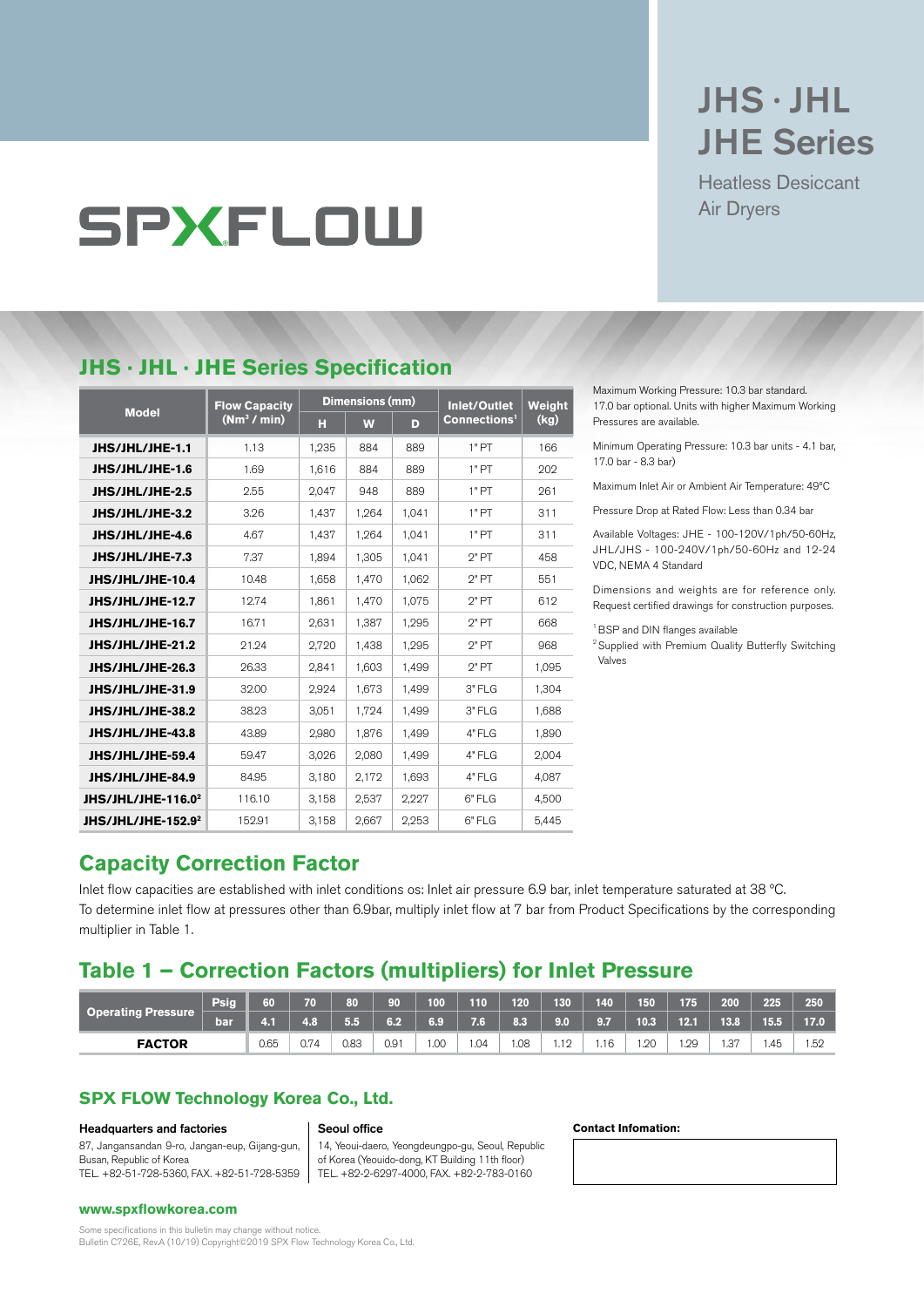# JHS · JHL JHE Series

Heatless Desiccant Air Dryers

SPXFLOW

## JHS · JHL · JHE Series Specification

| Model | Flow Capacity ($Nm^3$ / min) | Dimensions (mm) | | | Inlet/Outlet Connections[1] | Weight (kg) |
|---|---|---|---|---|---|---|
| | | H | W | D | | |
| JHS/JHL/JHE-1.1 | 1.13 | 1,235 | 884 | 889 | 1" PT | 166 |
| JHS/JHL/JHE-1.6 | 1.69 | 1,616 | 884 | 889 | 1" PT | 202 |
| JHS/JHL/JHE-2.5 | 2.55 | 2,047 | 948 | 889 | 1" PT | 261 |
| JHS/JHL/JHE-3.2 | 3.26 | 1,437 | 1,264 | 1,041 | 1" PT | 311 |
| JHS/JHL/JHE-4.6 | 4.67 | 1,437 | 1,264 | 1,041 | 1" PT | 311 |
| JHS/JHL/JHE-7.3 | 7.37 | 1,894 | 1,305 | 1,041 | 2" PT | 458 |
| JHS/JHL/JHE-10.4 | 10.48 | 1,658 | 1,470 | 1,062 | 2" PT | 551 |
| JHS/JHL/JHE-12.7 | 12.74 | 1,861 | 1,470 | 1,075 | 2" PT | 612 |
| JHS/JHL/JHE-16.7 | 16.71 | 2,631 | 1,387 | 1,295 | 2" PT | 668 |
| JHS/JHL/JHE-21.2 | 21.24 | 2,720 | 1,438 | 1,295 | 2" PT | 968 |
| JHS/JHL/JHE-26.3 | 26.33 | 2,841 | 1,603 | 1,499 | 2" PT | 1,095 |
| JHS/JHL/JHE-31.9 | 32.00 | 2,924 | 1,673 | 1,499 | 3" FLG | 1,304 |
| JHS/JHL/JHE-38.2 | 38.23 | 3,051 | 1,724 | 1,499 | 3" FLG | 1,688 |
| JHS/JHL/JHE-43.8 | 43.89 | 2,980 | 1,876 | 1,499 | 4" FLG | 1,890 |
| JHS/JHL/JHE-59.4 | 59.47 | 3,026 | 2,080 | 1,499 | 4" FLG | 2,004 |
| JHS/JHL/JHE-84.9 | 84.95 | 3,180 | 2,172 | 1,693 | 4" FLG | 4,087 |
| JHS/JHL/JHE-116.0[2] | 116.10 | 3,158 | 2,537 | 2,227 | 6" FLG | 4,500 |
| JHS/JHL/JHE-152.9[2] | 152.91 | 3,158 | 2,667 | 2,253 | 6" FLG | 5,445 |

Maximum Working Pressure: 10.3 bar standard. 17.0 bar optional. Units with higher Maximum Working Pressures are available.

Minimum Operating Pressure: 10.3 bar units - 4.1 bar, 17.0 bar - 8.3 bar)

Maximum Inlet Air or Ambient Air Temperature: 49°C

Pressure Drop at Rated Flow: Less than 0.34 bar

Available Voltages: JHE - 100-120V/1ph/50-60Hz, JHL/JHS - 100-240V/1ph/50-60Hz and 12-24 VDC, NEMA 4 Standard

Dimensions and weights are for reference only. Request certified drawings for construction purposes.

[1] BSP and DIN flanges available

[2] Supplied with Premium Quality Butterfly Switching Valves

## Capacity Correction Factor

Inlet flow capacities are established with inlet conditions os: Inlet air pressure 6.9 bar, inlet temperature saturated at 38 °C. To determine inlet flow at pressures other than 6.9bar, multiply inlet flow at 7 bar from Product Specifications by the corresponding multiplier in Table 1.

## Table 1 – Correction Factors (multipliers) for Inlet Pressure

| Operating Pressure | Psig | 60 | 70 | 80 | 90 | 100 | 110 | 120 | 130 | 140 | 150 | 175 | 200 | 225 | 250 |
|---|---|---|---|---|---|---|---|---|---|---|---|---|---|---|---|
| | bar | 4.1 | 4.8 | 5.5 | 6.2 | 6.9 | 7.6 | 8.3 | 9.0 | 9.7 | 10.3 | 12.1 | 13.8 | 15.5 | 17.0 |
| FACTOR | | 0.65 | 0.74 | 0.83 | 0.91 | 1.00 | 1.04 | 1.08 | 1.12 | 1.16 | 1.20 | 1.29 | 1.37 | 1.45 | 1.52 |

### SPX FLOW Technology Korea Co., Ltd.

**Headquarters and factories**
87, Jangansandan 9-ro, Jangan-eup, Gijang-gun, Busan, Republic of Korea
TEL. +82-51-728-5360, FAX. +82-51-728-5359

**Seoul office**
14, Yeoui-daero, Yeongdeungpo-gu, Seoul, Republic of Korea (Yeouido-dong, KT Building 11th floor)
TEL. +82-2-6297-4000, FAX. +82-2-783-0160

**Contact Infomation:**

**www.spxflowkorea.com**

Some specifications in this bulletin may change without notice.
Bulletin C726E, Rev.A (10/19) Copyright©2019 SPX Flow Technology Korea Co., Ltd.